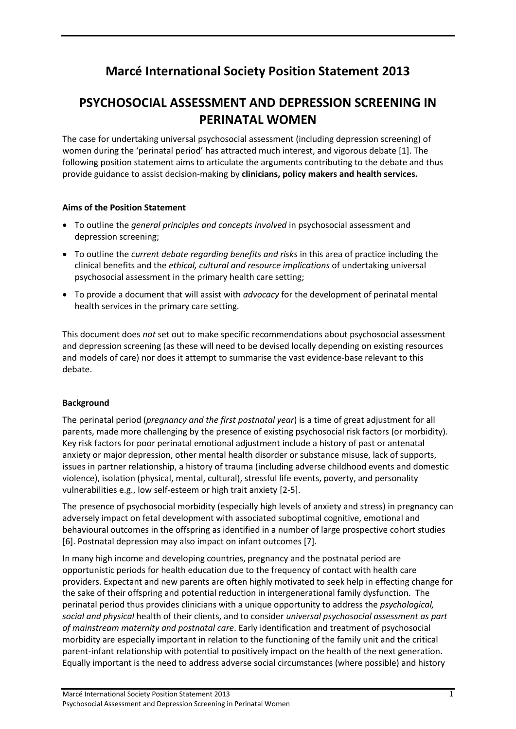# Marcé International Society Position Statement 2013

# PSYCHOSOCIAL ASSESSMENT AND DEPRESSION SCREENING IN PERINATAL WOMEN

The case for undertaking universal psychosocial assessment (including depression screening) of women during the 'perinatal period' has attracted much interest, and vigorous debate [1]. The following position statement aims to articulate the arguments contributing to the debate and thus provide guidance to assist decision-making by **clinicians, policy makers and health services.**

**Aims of the Position Statement**

- To outline the *general principles and concepts involved* in psychosocial assessment and depression screening;
- To outline the *current debate regarding benefits and risks* in this area of practice including the clinical benefits and the *ethical, cultural and resource implications* of undertaking universal psychosocial assessment in the primary health care setting;
- To provide a document that will assist with *advocacy* for the development of perinatal mental health services in the primary care setting.

This document does *not* set out to make specific recommendations about psychosocial assessment and depression screening (as these will need to be devised locally depending on existing resources and models of care) nor does it attempt to summarise the vast evidence-base relevant to this debate.

**Background**

The perinatal period (*pregnancy and the first postnatal year*) is a time of great adjustment for all parents, made more challenging by the presence of existing psychosocial risk factors (or morbidity). Key risk factors for poor perinatal emotional adjustment include a history of past or antenatal anxiety or major depression, other mental health disorder or substance misuse, lack of supports, issues in partner relationship, a history of trauma (including adverse childhood events and domestic violence), isolation (physical, mental, cultural), stressful life events, poverty, and personality vulnerabilities e.g., low self-esteem or high trait anxiety [2-5].

The presence of psychosocial morbidity (especially high levels of anxiety and stress) in pregnancy can adversely impact on fetal development with associated suboptimal cognitive, emotional and behavioural outcomes in the offspring as identified in a number of large prospective cohort studies [6]. Postnatal depression may also impact on infant outcomes [7].

In many high income and developing countries, pregnancy and the postnatal period are opportunistic periods for health education due to the frequency of contact with health care providers. Expectant and new parents are often highly motivated to seek help in effecting change for the sake of their offspring and potential reduction in intergenerational family dysfunction. The perinatal period thus provides clinicians with a unique opportunity to address the *psychological, social and physical* health of their clients, and to consider *universal psychosocial assessment as part of mainstream maternity and postnatal care*. Early identification and treatment of psychosocial morbidity are especially important in relation to the functioning of the family unit and the critical parent-infant relationship with potential to positively impact on the health of the next generation. Equally important is the need to address adverse social circumstances (where possible) and history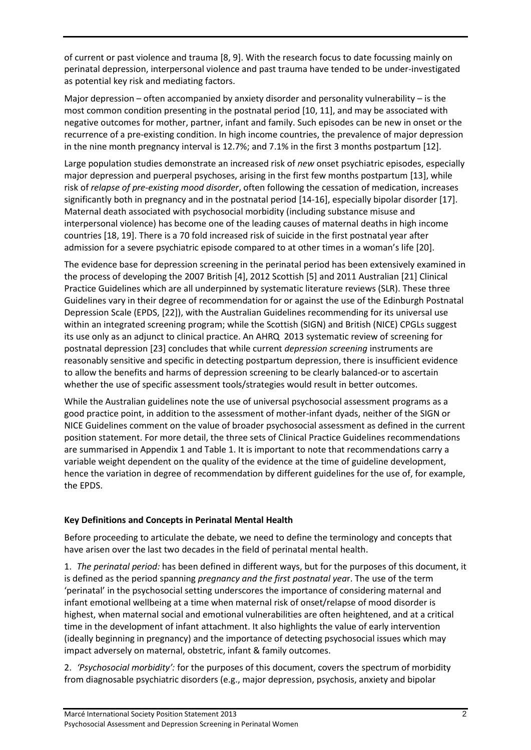of current or past violence and trauma [8, 9]. With the research focus to date focussing mainly on perinatal depression, interpersonal violence and past trauma have tended to be under-investigated as potential key risk and mediating factors.

Major depression – often accompanied by anxiety disorder and personality vulnerability – is the most common condition presenting in the postnatal period [10, 11], and may be associated with negative outcomes for mother, partner, infant and family. Such episodes can be new in onset or the recurrence of a pre-existing condition. In high income countries, the prevalence of major depression in the nine month pregnancy interval is 12.7%; and 7.1% in the first 3 months postpartum [12].

Large population studies demonstrate an increased risk of *new* onset psychiatric episodes, especially major depression and puerperal psychoses, arising in the first few months postpartum [13], while risk of *relapse of pre-existing mood disorder*, often following the cessation of medication, increases significantly both in pregnancy and in the postnatal period [14-16], especially bipolar disorder [17]. Maternal death associated with psychosocial morbidity (including substance misuse and interpersonal violence) has become one of the leading causes of maternal deaths in high income countries [18, 19]. There is a 70 fold increased risk of suicide in the first postnatal year after admission for a severe psychiatric episode compared to at other times in a woman's life [20].

The evidence base for depression screening in the perinatal period has been extensively examined in the process of developing the 2007 British [4], 2012 Scottish [5] and 2011 Australian [21] Clinical Practice Guidelines which are all underpinned by systematic literature reviews (SLR). These three Guidelines vary in their degree of recommendation for or against the use of the Edinburgh Postnatal Depression Scale (EPDS, [22]), with the Australian Guidelines recommending for its universal use within an integrated screening program; while the Scottish (SIGN) and British (NICE) CPGLs suggest its use only as an adjunct to clinical practice. An AHRQ 2013 systematic review of screening for postnatal depression [23] concludes that while current *depression screening* instruments are reasonably sensitive and specific in detecting postpartum depression, there is insufficient evidence to allow the benefits and harms of depression screening to be clearly balanced-or to ascertain whether the use of specific assessment tools/strategies would result in better outcomes.

While the Australian guidelines note the use of universal psychosocial assessment programs as a good practice point, in addition to the assessment of mother-infant dyads, neither of the SIGN or NICE Guidelines comment on the value of broader psychosocial assessment as defined in the current position statement. For more detail, the three sets of Clinical Practice Guidelines recommendations are summarised in Appendix 1 and Table 1. It is important to note that recommendations carry a variable weight dependent on the quality of the evidence at the time of guideline development, hence the variation in degree of recommendation by different guidelines for the use of, for example, the EPDS.

**Key Definitions and Concepts in Perinatal Mental Health**

Before proceeding to articulate the debate, we need to define the terminology and concepts that have arisen over the last two decades in the field of perinatal mental health.

1. *The perinatal period:* has been defined in different ways, but for the purposes of this document, it is defined as the period spanning *pregnancy and the first postnatal year*. The use of the term 'perinatal' in the psychosocial setting underscores the importance of considering maternal and infant emotional wellbeing at a time when maternal risk of onset/relapse of mood disorder is highest, when maternal social and emotional vulnerabilities are often heightened, and at a critical time in the development of infant attachment. It also highlights the value of early intervention (ideally beginning in pregnancy) and the importance of detecting psychosocial issues which may impact adversely on maternal, obstetric, infant & family outcomes.

2. *'Psychosocial morbidity':* for the purposes of this document, covers the spectrum of morbidity from diagnosable psychiatric disorders (e.g., major depression, psychosis, anxiety and bipolar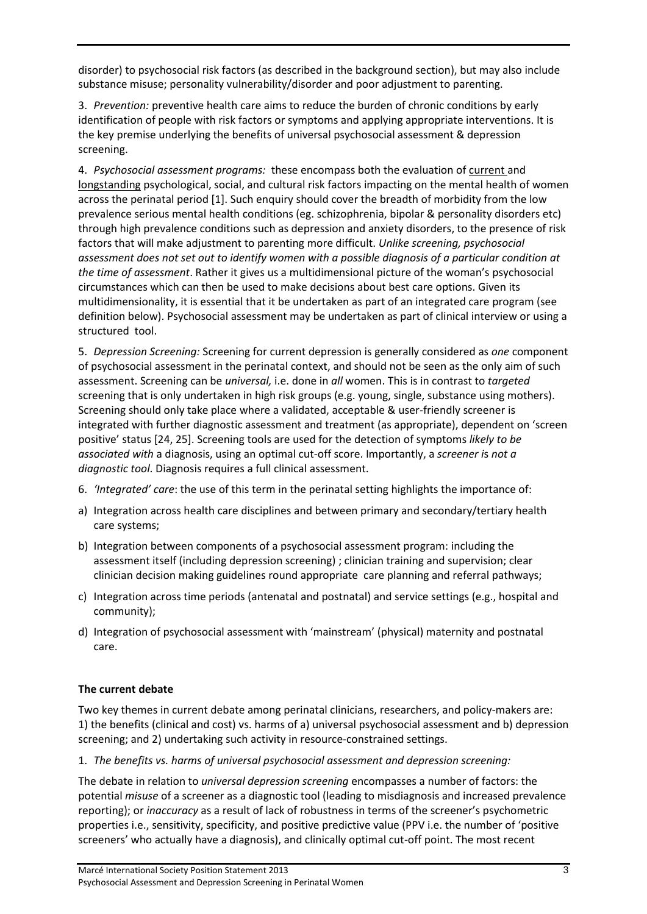disorder) to psychosocial risk factors (as described in the background section), but may also include substance misuse; personality vulnerability/disorder and poor adjustment to parenting.

3. *Prevention:* preventive health care aims to reduce the burden of chronic conditions by early identification of people with risk factors or symptoms and applying appropriate interventions. It is the key premise underlying the benefits of universal psychosocial assessment & depression screening.

4. *Psychosocial assessment programs:* these encompass both the evaluation of current and longstanding psychological, social, and cultural risk factors impacting on the mental health of women across the perinatal period [1]. Such enquiry should cover the breadth of morbidity from the low prevalence serious mental health conditions (eg. schizophrenia, bipolar & personality disorders etc) through high prevalence conditions such as depression and anxiety disorders, to the presence of risk factors that will make adjustment to parenting more difficult. *Unlike screening, psychosocial assessment does not set out to identify women with a possible diagnosis of a particular condition at the time of assessment*. Rather it gives us a multidimensional picture of the woman's psychosocial circumstances which can then be used to make decisions about best care options. Given its multidimensionality, it is essential that it be undertaken as part of an integrated care program (see definition below). Psychosocial assessment may be undertaken as part of clinical interview or using a structured tool.

5. *Depression Screening:* Screening for current depression is generally considered as *one* component of psychosocial assessment in the perinatal context, and should not be seen as the only aim of such assessment. Screening can be *universal,* i.e. done in *all* women. This is in contrast to *targeted* screening that is only undertaken in high risk groups (e.g. young, single, substance using mothers). Screening should only take place where a validated, acceptable & user-friendly screener is integrated with further diagnostic assessment and treatment (as appropriate), dependent on 'screen positive' status [24, 25]. Screening tools are used for the detection of symptoms *likely to be associated with* a diagnosis, using an optimal cut-off score. Importantly, a *screener is not a diagnostic tool*. Diagnosis requires a full clinical assessment.

6. *'Integrated' care*: the use of this term in the perinatal setting highlights the importance of:

a) Integration across health care disciplines and between primary and secondary/tertiary health care systems;

b) Integration between components of a psychosocial assessment program: including the assessment itself (including depression screening) ; clinician training and supervision; clear clinician decision making guidelines round appropriate care planning and referral pathways;

c) Integration across time periods (antenatal and postnatal) and service settings (e.g., hospital and community);

d) Integration of psychosocial assessment with 'mainstream' (physical) maternity and postnatal care.

**The current debate**

Two key themes in current debate among perinatal clinicians, researchers, and policy-makers are: 1) the benefits (clinical and cost) vs. harms of a) universal psychosocial assessment and b) depression screening; and 2) undertaking such activity in resource-constrained settings.

1. *The benefits vs. harms of universal psychosocial assessment and depression screening:*

The debate in relation to *universal depression screening* encompasses a number of factors: the potential *misuse* of a screener as a diagnostic tool (leading to misdiagnosis and increased prevalence reporting); or *inaccuracy* as a result of lack of robustness in terms of the screener's psychometric properties i.e., sensitivity, specificity, and positive predictive value (PPV i.e. the number of 'positive screeners' who actually have a diagnosis), and clinically optimal cut-off point. The most recent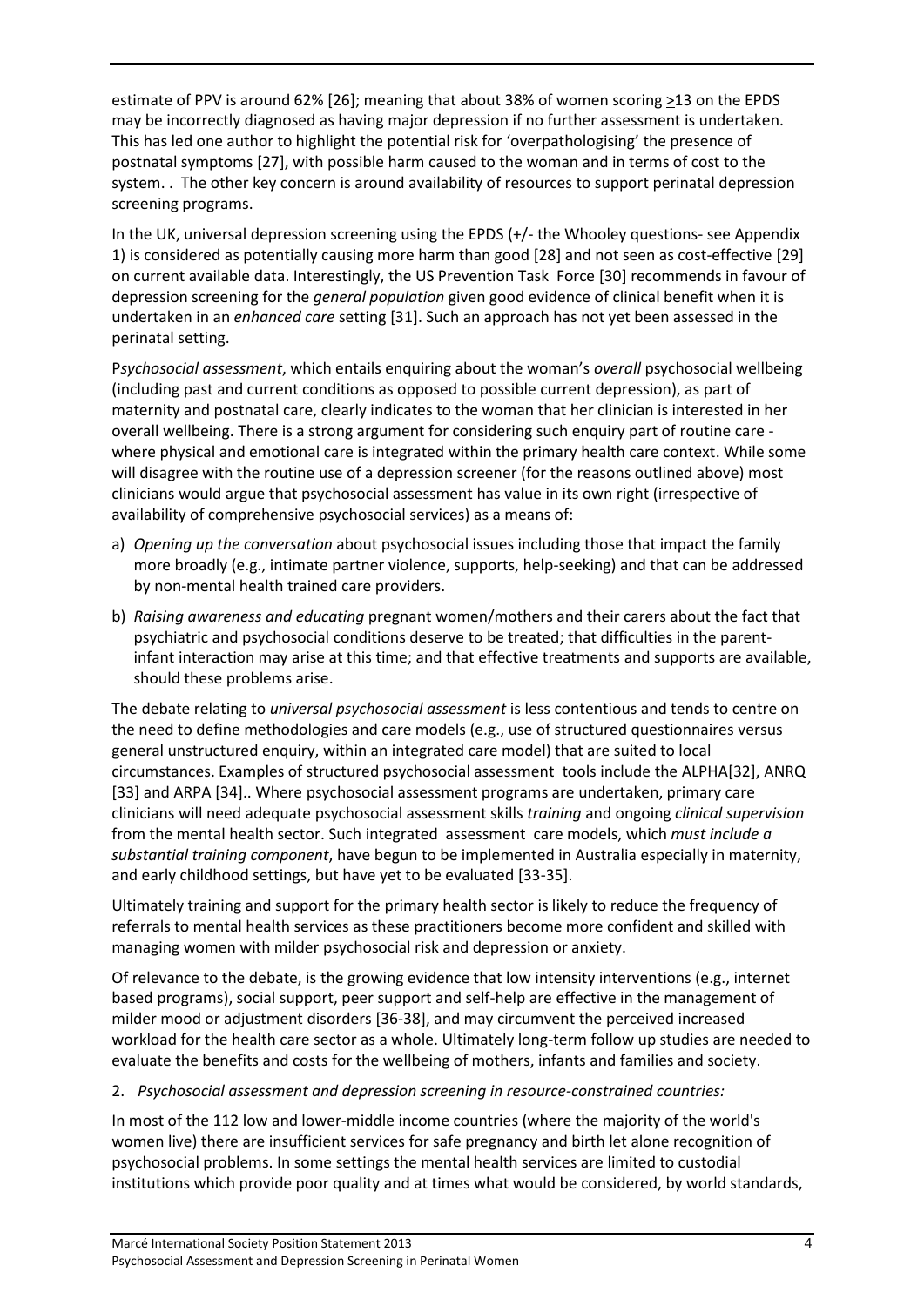estimate of PPV is around 62% [26]; meaning that about 38% of women scoring $\geq$13 on the EPDS may be incorrectly diagnosed as having major depression if no further assessment is undertaken. This has led one author to highlight the potential risk for 'overpathologising' the presence of postnatal symptoms [27], with possible harm caused to the woman and in terms of cost to the system. . The other key concern is around availability of resources to support perinatal depression screening programs.

In the UK, universal depression screening using the EPDS (+/- the Whooley questions- see Appendix 1) is considered as potentially causing more harm than good [28] and not seen as cost-effective [29] on current available data. Interestingly, the US Prevention Task Force [30] recommends in favour of depression screening for the *general population* given good evidence of clinical benefit when it is undertaken in an *enhanced care* setting [31]. Such an approach has not yet been assessed in the perinatal setting.

P*sychosocial assessment*, which entails enquiring about the woman's *overall* psychosocial wellbeing (including past and current conditions as opposed to possible current depression), as part of maternity and postnatal care, clearly indicates to the woman that her clinician is interested in her overall wellbeing. There is a strong argument for considering such enquiry part of routine care - where physical and emotional care is integrated within the primary health care context. While some will disagree with the routine use of a depression screener (for the reasons outlined above) most clinicians would argue that psychosocial assessment has value in its own right (irrespective of availability of comprehensive psychosocial services) as a means of:

a) *Opening up the conversation* about psychosocial issues including those that impact the family more broadly (e.g., intimate partner violence, supports, help-seeking) and that can be addressed by non-mental health trained care providers.
b) *Raising awareness and educating* pregnant women/mothers and their carers about the fact that psychiatric and psychosocial conditions deserve to be treated; that difficulties in the parent-infant interaction may arise at this time; and that effective treatments and supports are available, should these problems arise.

The debate relating to *universal psychosocial assessment* is less contentious and tends to centre on the need to define methodologies and care models (e.g., use of structured questionnaires versus general unstructured enquiry, within an integrated care model) that are suited to local circumstances. Examples of structured psychosocial assessment tools include the ALPHA[32], ANRQ [33] and ARPA [34].. Where psychosocial assessment programs are undertaken, primary care clinicians will need adequate psychosocial assessment skills *training* and ongoing *clinical supervision* from the mental health sector. Such integrated assessment care models, which *must include a substantial training component*, have begun to be implemented in Australia especially in maternity, and early childhood settings, but have yet to be evaluated [33-35].

Ultimately training and support for the primary health sector is likely to reduce the frequency of referrals to mental health services as these practitioners become more confident and skilled with managing women with milder psychosocial risk and depression or anxiety.

Of relevance to the debate, is the growing evidence that low intensity interventions (e.g., internet based programs), social support, peer support and self-help are effective in the management of milder mood or adjustment disorders [36-38], and may circumvent the perceived increased workload for the health care sector as a whole. Ultimately long-term follow up studies are needed to evaluate the benefits and costs for the wellbeing of mothers, infants and families and society.

2. *Psychosocial assessment and depression screening in resource-constrained countries:*

In most of the 112 low and lower-middle income countries (where the majority of the world's women live) there are insufficient services for safe pregnancy and birth let alone recognition of psychosocial problems. In some settings the mental health services are limited to custodial institutions which provide poor quality and at times what would be considered, by world standards,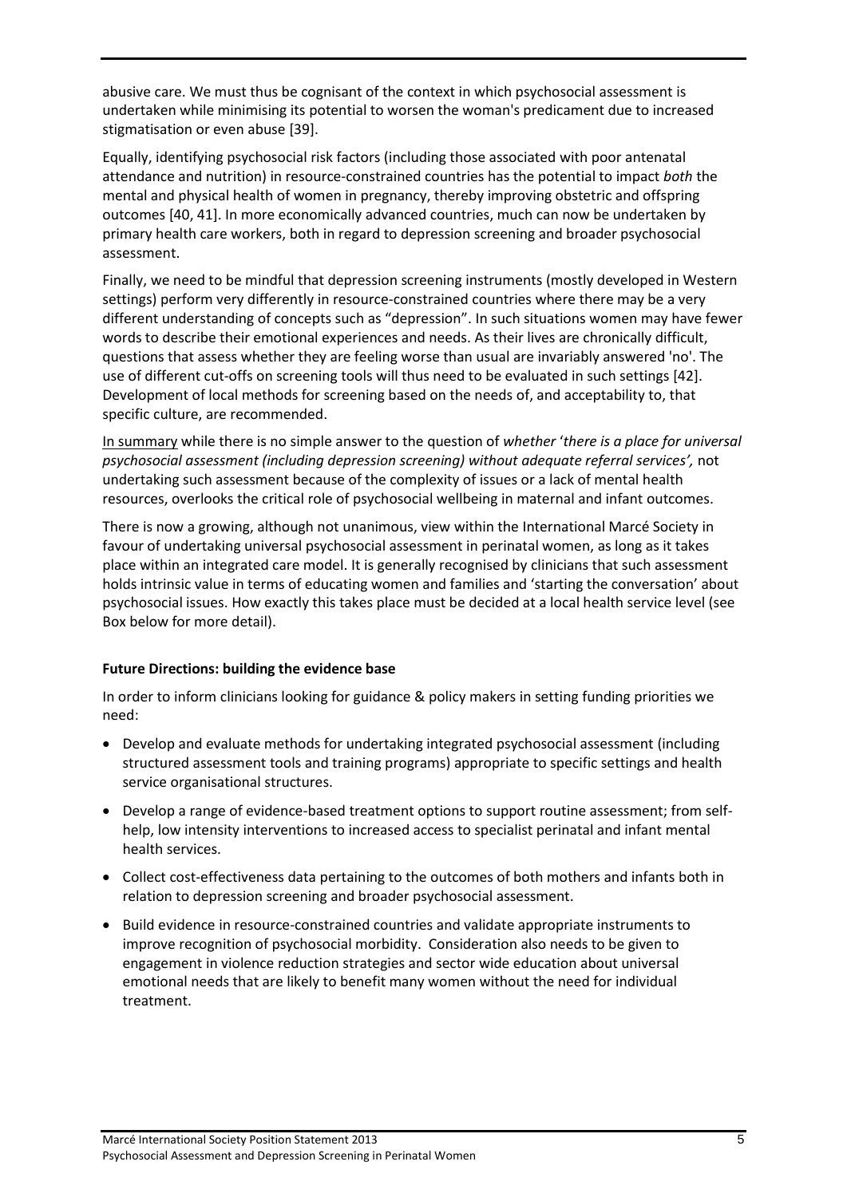abusive care. We must thus be cognisant of the context in which psychosocial assessment is undertaken while minimising its potential to worsen the woman's predicament due to increased stigmatisation or even abuse [39].

Equally, identifying psychosocial risk factors (including those associated with poor antenatal attendance and nutrition) in resource-constrained countries has the potential to impact *both* the mental and physical health of women in pregnancy, thereby improving obstetric and offspring outcomes [40, 41]. In more economically advanced countries, much can now be undertaken by primary health care workers, both in regard to depression screening and broader psychosocial assessment.

Finally, we need to be mindful that depression screening instruments (mostly developed in Western settings) perform very differently in resource-constrained countries where there may be a very different understanding of concepts such as "depression". In such situations women may have fewer words to describe their emotional experiences and needs. As their lives are chronically difficult, questions that assess whether they are feeling worse than usual are invariably answered 'no'. The use of different cut-offs on screening tools will thus need to be evaluated in such settings [42]. Development of local methods for screening based on the needs of, and acceptability to, that specific culture, are recommended.

In summary while there is no simple answer to the question of *whether 'there is a place for universal psychosocial assessment (including depression screening) without adequate referral services',* not undertaking such assessment because of the complexity of issues or a lack of mental health resources, overlooks the critical role of psychosocial wellbeing in maternal and infant outcomes.

There is now a growing, although not unanimous, view within the International Marcé Society in favour of undertaking universal psychosocial assessment in perinatal women, as long as it takes place within an integrated care model. It is generally recognised by clinicians that such assessment holds intrinsic value in terms of educating women and families and 'starting the conversation' about psychosocial issues. How exactly this takes place must be decided at a local health service level (see Box below for more detail).

**Future Directions: building the evidence base**

In order to inform clinicians looking for guidance & policy makers in setting funding priorities we need:

- Develop and evaluate methods for undertaking integrated psychosocial assessment (including structured assessment tools and training programs) appropriate to specific settings and health service organisational structures.
- Develop a range of evidence-based treatment options to support routine assessment; from self-help, low intensity interventions to increased access to specialist perinatal and infant mental health services.
- Collect cost-effectiveness data pertaining to the outcomes of both mothers and infants both in relation to depression screening and broader psychosocial assessment.
- Build evidence in resource-constrained countries and validate appropriate instruments to improve recognition of psychosocial morbidity. Consideration also needs to be given to engagement in violence reduction strategies and sector wide education about universal emotional needs that are likely to benefit many women without the need for individual treatment.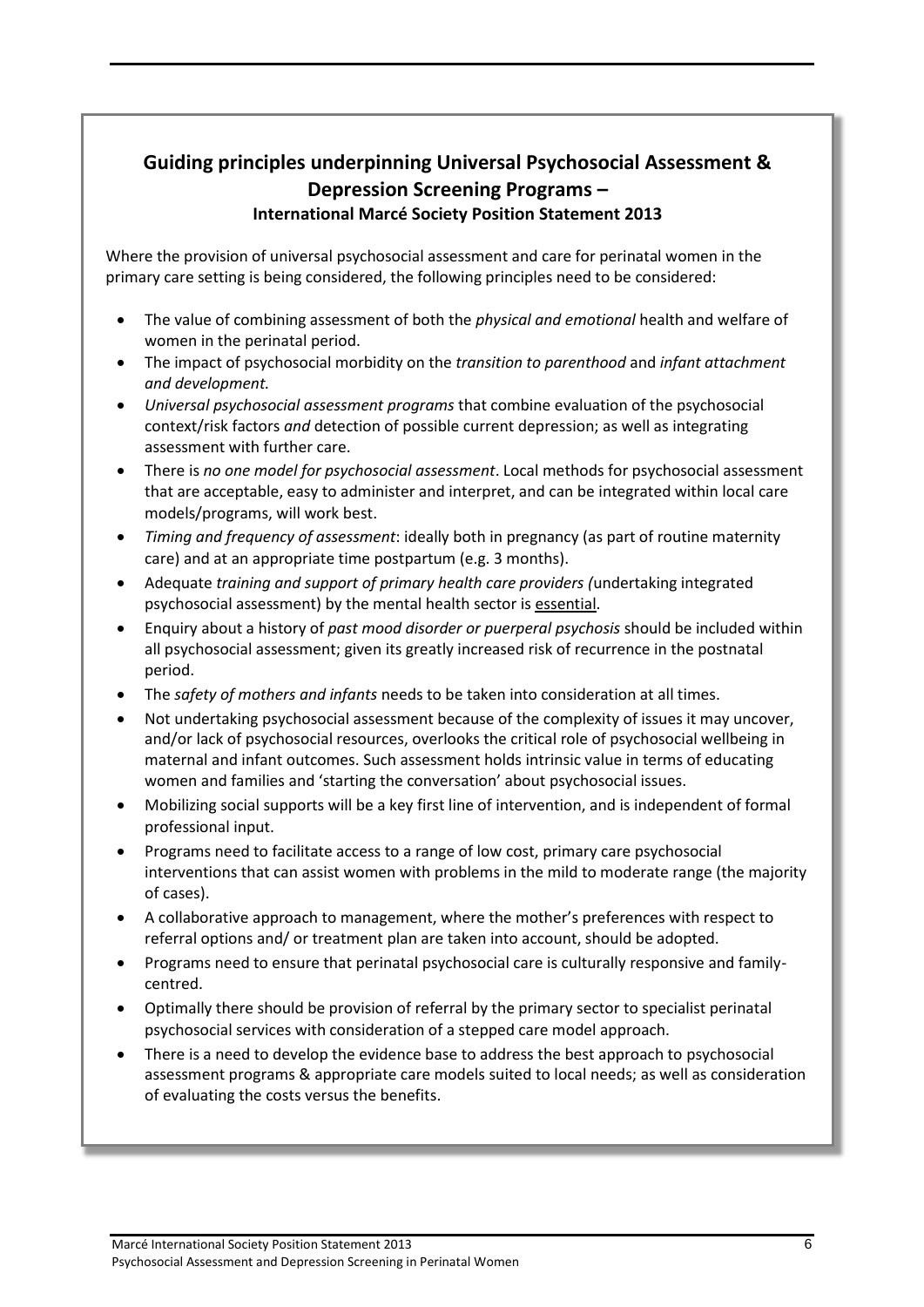## Guiding principles underpinning Universal Psychosocial Assessment & Depression Screening Programs –

### International Marcé Society Position Statement 2013

Where the provision of universal psychosocial assessment and care for perinatal women in the primary care setting is being considered, the following principles need to be considered:

- The value of combining assessment of both the *physical and emotional* health and welfare of women in the perinatal period.
- The impact of psychosocial morbidity on the *transition to parenthood* and *infant attachment and development.*
- *Universal psychosocial assessment programs* that combine evaluation of the psychosocial context/risk factors *and* detection of possible current depression; as well as integrating assessment with further care.
- There is *no one model for psychosocial assessment*. Local methods for psychosocial assessment that are acceptable, easy to administer and interpret, and can be integrated within local care models/programs, will work best.
- *Timing and frequency of assessment*: ideally both in pregnancy (as part of routine maternity care) and at an appropriate time postpartum (e.g. 3 months).
- Adequate *training and support of primary health care providers (*undertaking integrated psychosocial assessment) by the mental health sector is <u>essential</u>.
- Enquiry about a history of *past mood disorder or puerperal psychosis* should be included within all psychosocial assessment; given its greatly increased risk of recurrence in the postnatal period.
- The *safety of mothers and infants* needs to be taken into consideration at all times.
- Not undertaking psychosocial assessment because of the complexity of issues it may uncover, and/or lack of psychosocial resources, overlooks the critical role of psychosocial wellbeing in maternal and infant outcomes. Such assessment holds intrinsic value in terms of educating women and families and 'starting the conversation' about psychosocial issues.
- Mobilizing social supports will be a key first line of intervention, and is independent of formal professional input.
- Programs need to facilitate access to a range of low cost, primary care psychosocial interventions that can assist women with problems in the mild to moderate range (the majority of cases).
- A collaborative approach to management, where the mother's preferences with respect to referral options and/ or treatment plan are taken into account, should be adopted.
- Programs need to ensure that perinatal psychosocial care is culturally responsive and family-centred.
- Optimally there should be provision of referral by the primary sector to specialist perinatal psychosocial services with consideration of a stepped care model approach.
- There is a need to develop the evidence base to address the best approach to psychosocial assessment programs & appropriate care models suited to local needs; as well as consideration of evaluating the costs versus the benefits.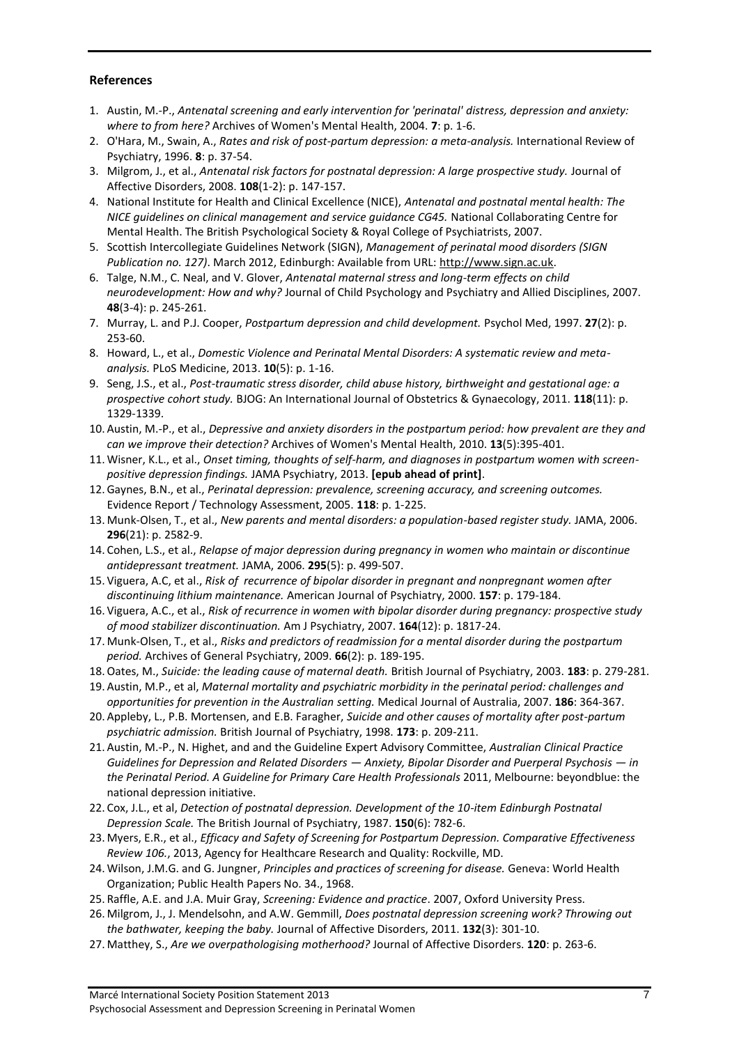## References

1. Austin, M.-P., *Antenatal screening and early intervention for 'perinatal' distress, depression and anxiety: where to from here?* Archives of Women's Mental Health, 2004. **7**: p. 1-6.
2. O'Hara, M., Swain, A., *Rates and risk of post-partum depression: a meta-analysis.* International Review of Psychiatry, 1996. **8**: p. 37-54.
3. Milgrom, J., et al., *Antenatal risk factors for postnatal depression: A large prospective study.* Journal of Affective Disorders, 2008. **108**(1-2): p. 147-157.
4. National Institute for Health and Clinical Excellence (NICE), *Antenatal and postnatal mental health: The NICE guidelines on clinical management and service guidance CG45.* National Collaborating Centre for Mental Health. The British Psychological Society & Royal College of Psychiatrists, 2007.
5. Scottish Intercollegiate Guidelines Network (SIGN), *Management of perinatal mood disorders (SIGN Publication no. 127)*. March 2012, Edinburgh: Available from URL: http://www.sign.ac.uk.
6. Talge, N.M., C. Neal, and V. Glover, *Antenatal maternal stress and long-term effects on child neurodevelopment: How and why?* Journal of Child Psychology and Psychiatry and Allied Disciplines, 2007. **48**(3-4): p. 245-261.
7. Murray, L. and P.J. Cooper, *Postpartum depression and child development.* Psychol Med, 1997. **27**(2): p. 253-60.
8. Howard, L., et al., *Domestic Violence and Perinatal Mental Disorders: A systematic review and meta-analysis.* PLoS Medicine, 2013. **10**(5): p. 1-16.
9. Seng, J.S., et al., *Post-traumatic stress disorder, child abuse history, birthweight and gestational age: a prospective cohort study.* BJOG: An International Journal of Obstetrics & Gynaecology, 2011. **118**(11): p. 1329-1339.
10. Austin, M.-P., et al., *Depressive and anxiety disorders in the postpartum period: how prevalent are they and can we improve their detection?* Archives of Women's Mental Health, 2010. **13**(5):395-401.
11. Wisner, K.L., et al., *Onset timing, thoughts of self-harm, and diagnoses in postpartum women with screen-positive depression findings.* JAMA Psychiatry, 2013. **[epub ahead of print]**.
12. Gaynes, B.N., et al., *Perinatal depression: prevalence, screening accuracy, and screening outcomes.* Evidence Report / Technology Assessment, 2005. **118**: p. 1-225.
13. Munk-Olsen, T., et al., *New parents and mental disorders: a population-based register study.* JAMA, 2006. **296**(21): p. 2582-9.
14. Cohen, L.S., et al., *Relapse of major depression during pregnancy in women who maintain or discontinue antidepressant treatment.* JAMA, 2006. **295**(5): p. 499-507.
15. Viguera, A.C, et al., *Risk of recurrence of bipolar disorder in pregnant and nonpregnant women after discontinuing lithium maintenance.* American Journal of Psychiatry, 2000. **157**: p. 179-184.
16. Viguera, A.C., et al., *Risk of recurrence in women with bipolar disorder during pregnancy: prospective study of mood stabilizer discontinuation.* Am J Psychiatry, 2007. **164**(12): p. 1817-24.
17. Munk-Olsen, T., et al., *Risks and predictors of readmission for a mental disorder during the postpartum period.* Archives of General Psychiatry, 2009. **66**(2): p. 189-195.
18. Oates, M., *Suicide: the leading cause of maternal death.* British Journal of Psychiatry, 2003. **183**: p. 279-281.
19. Austin, M.P., et al, *Maternal mortality and psychiatric morbidity in the perinatal period: challenges and opportunities for prevention in the Australian setting.* Medical Journal of Australia, 2007. **186**: 364-367.
20. Appleby, L., P.B. Mortensen, and E.B. Faragher, *Suicide and other causes of mortality after post-partum psychiatric admission.* British Journal of Psychiatry, 1998. **173**: p. 209-211.
21. Austin, M.-P., N. Highet, and the Guideline Expert Advisory Committee, *Australian Clinical Practice Guidelines for Depression and Related Disorders — Anxiety, Bipolar Disorder and Puerperal Psychosis — in the Perinatal Period. A Guideline for Primary Care Health Professionals* 2011, Melbourne: beyondblue: the national depression initiative.
22. Cox, J.L., et al, *Detection of postnatal depression. Development of the 10-item Edinburgh Postnatal Depression Scale.* The British Journal of Psychiatry, 1987. **150**(6): 782-6.
23. Myers, E.R., et al., *Efficacy and Safety of Screening for Postpartum Depression. Comparative Effectiveness Review 106.*, 2013, Agency for Healthcare Research and Quality: Rockville, MD.
24. Wilson, J.M.G. and G. Jungner, *Principles and practices of screening for disease.* Geneva: World Health Organization; Public Health Papers No. 34., 1968.
25. Raffle, A.E. and J.A. Muir Gray, *Screening: Evidence and practice*. 2007, Oxford University Press.
26. Milgrom, J., J. Mendelsohn, and A.W. Gemmill, *Does postnatal depression screening work? Throwing out the bathwater, keeping the baby.* Journal of Affective Disorders, 2011. **132**(3): 301-10.
27. Matthey, S., *Are we overpathologising motherhood?* Journal of Affective Disorders. **120**: p. 263-6.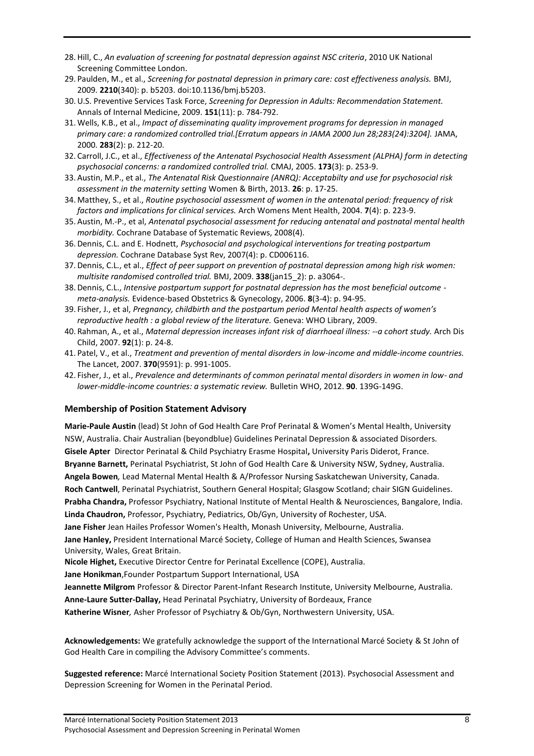28. Hill, C., *An evaluation of screening for postnatal depression against NSC criteria*, 2010 UK National Screening Committee London.
29. Paulden, M., et al., *Screening for postnatal depression in primary care: cost effectiveness analysis.* BMJ, 2009. **2210**(340): p. b5203. doi:10.1136/bmj.b5203.
30. U.S. Preventive Services Task Force, *Screening for Depression in Adults: Recommendation Statement.* Annals of Internal Medicine, 2009. **151**(11): p. 784-792.
31. Wells, K.B., et al., *Impact of disseminating quality improvement programs for depression in managed primary care: a randomized controlled trial.[Erratum appears in JAMA 2000 Jun 28;283(24):3204].* JAMA, 2000. **283**(2): p. 212-20.
32. Carroll, J.C., et al., *Effectiveness of the Antenatal Psychosocial Health Assessment (ALPHA) form in detecting psychosocial concerns: a randomized controlled trial.* CMAJ, 2005. **173**(3): p. 253-9.
33. Austin, M.P., et al., *The Antenatal Risk Questionnaire (ANRQ): Acceptabilty and use for psychosocial risk assessment in the maternity setting* Women & Birth, 2013. **26**: p. 17-25.
34. Matthey, S., et al., *Routine psychosocial assessment of women in the antenatal period: frequency of risk factors and implications for clinical services.* Arch Womens Ment Health, 2004. **7**(4): p. 223-9.
35. Austin, M.-P., et al, *Antenatal psychosocial assessment for reducing antenatal and postnatal mental health morbidity.* Cochrane Database of Systematic Reviews, 2008(4).
36. Dennis, C.L. and E. Hodnett, *Psychosocial and psychological interventions for treating postpartum depression.* Cochrane Database Syst Rev, 2007(4): p. CD006116.
37. Dennis, C.L., et al., *Effect of peer support on prevention of postnatal depression among high risk women: multisite randomised controlled trial.* BMJ, 2009. **338**(jan15_2): p. a3064-.
38. Dennis, C.L., *Intensive postpartum support for postnatal depression has the most beneficial outcome - meta-analysis.* Evidence-based Obstetrics & Gynecology, 2006. **8**(3-4): p. 94-95.
39. Fisher, J., et al, *Pregnancy, childbirth and the postpartum period Mental health aspects of women's reproductive health : a global review of the literature.* Geneva: WHO Library, 2009.
40. Rahman, A., et al., *Maternal depression increases infant risk of diarrhoeal illness: --a cohort study.* Arch Dis Child, 2007. **92**(1): p. 24-8.
41. Patel, V., et al., *Treatment and prevention of mental disorders in low-income and middle-income countries.* The Lancet, 2007. **370**(9591): p. 991-1005.
42. Fisher, J., et al., *Prevalence and determinants of common perinatal mental disorders in women in low- and lower-middle-income countries: a systematic review.* Bulletin WHO, 2012. **90**. 139G-149G.

### Membership of Position Statement Advisory

**Marie-Paule Austin** (lead) St John of God Health Care Prof Perinatal & Women's Mental Health, University NSW, Australia. Chair Australian (beyondblue) Guidelines Perinatal Depression & associated Disorders.
**Gisele Apter** Director Perinatal & Child Psychiatry Erasme Hospital**,** University Paris Diderot, France.
**Bryanne Barnett,** Perinatal Psychiatrist, St John of God Health Care & University NSW, Sydney, Australia.
**Angela Bowen***,* Lead Maternal Mental Health & A/Professor Nursing Saskatchewan University, Canada.
**Roch Cantwell**, Perinatal Psychiatrist, Southern General Hospital; Glasgow Scotland; chair SIGN Guidelines.
**Prabha Chandra,** Professor Psychiatry, National Institute of Mental Health & Neurosciences, Bangalore, India.
**Linda Chaudron,** Professor, Psychiatry, Pediatrics, Ob/Gyn, University of Rochester, USA.
**Jane Fisher** Jean Hailes Professor Women's Health, Monash University, Melbourne, Australia.
**Jane Hanley,** President International Marcé Society, College of Human and Health Sciences, Swansea University, Wales, Great Britain.
**Nicole Highet,** Executive Director Centre for Perinatal Excellence (COPE), Australia.
**Jane Honikman**,Founder Postpartum Support International, USA
**Jeannette Milgrom** Professor & Director Parent-Infant Research Institute, University Melbourne, Australia.
**Anne-Laure Sutter-Dallay,** Head Perinatal Psychiatry, University of Bordeaux, France
**Katherine Wisner***,* Asher Professor of Psychiatry & Ob/Gyn, Northwestern University, USA.

**Acknowledgements:** We gratefully acknowledge the support of the International Marcé Society & St John of God Health Care in compiling the Advisory Committee's comments.

**Suggested reference:** Marcé International Society Position Statement (2013). Psychosocial Assessment and Depression Screening for Women in the Perinatal Period.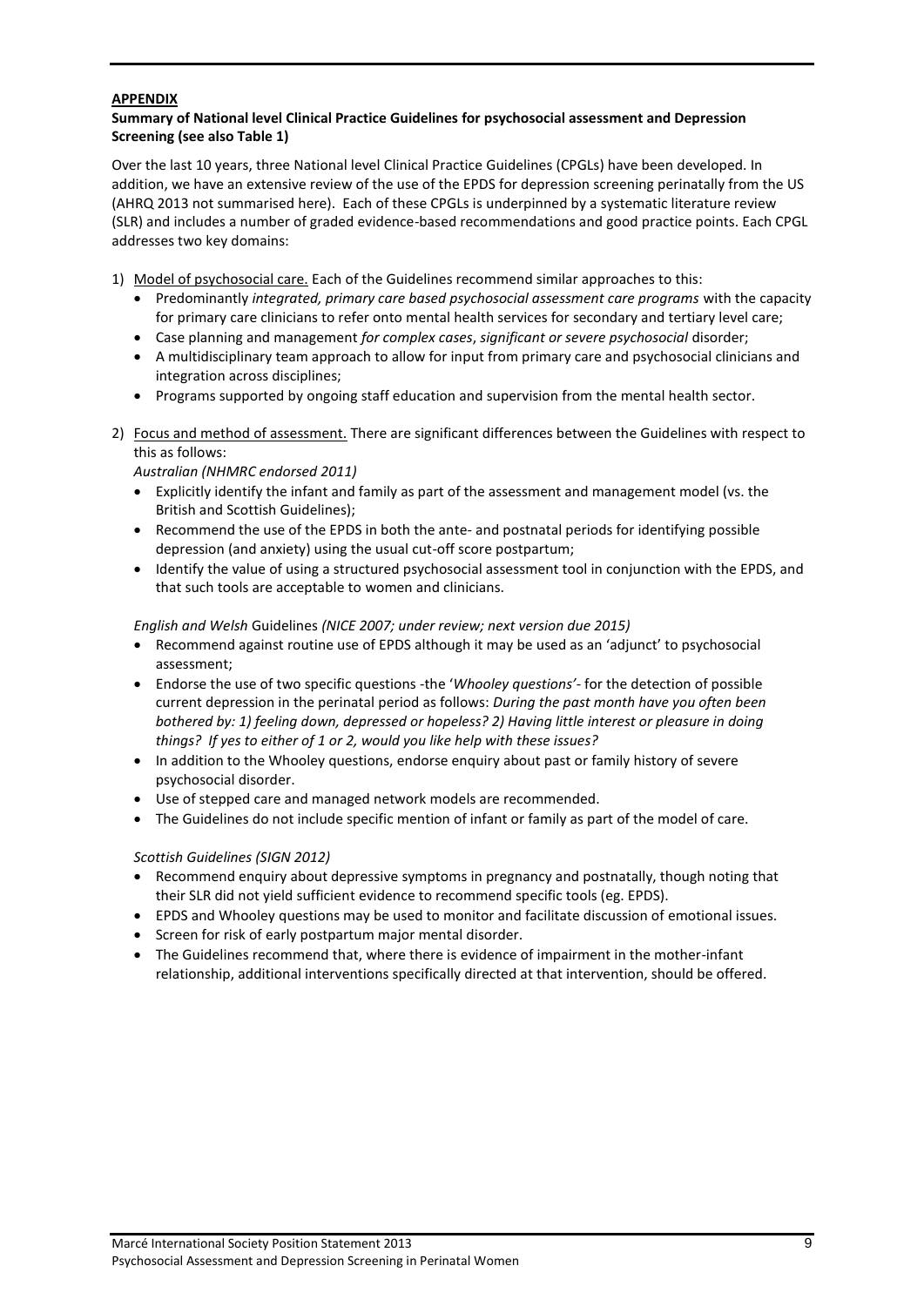**APPENDIX**

**Summary of National level Clinical Practice Guidelines for psychosocial assessment and Depression Screening (see also Table 1)**

Over the last 10 years, three National level Clinical Practice Guidelines (CPGLs) have been developed. In addition, we have an extensive review of the use of the EPDS for depression screening perinatally from the US (AHRQ 2013 not summarised here). Each of these CPGLs is underpinned by a systematic literature review (SLR) and includes a number of graded evidence-based recommendations and good practice points. Each CPGL addresses two key domains:

1) Model of psychosocial care. Each of the Guidelines recommend similar approaches to this:
   - Predominantly *integrated, primary care based psychosocial assessment care programs* with the capacity for primary care clinicians to refer onto mental health services for secondary and tertiary level care;
   - Case planning and management *for complex cases*, *significant or severe psychosocial* disorder;
   - A multidisciplinary team approach to allow for input from primary care and psychosocial clinicians and integration across disciplines;
   - Programs supported by ongoing staff education and supervision from the mental health sector.

2) Focus and method of assessment. There are significant differences between the Guidelines with respect to this as follows:

   *Australian (NHMRC endorsed 2011)*
   - Explicitly identify the infant and family as part of the assessment and management model (vs. the British and Scottish Guidelines);
   - Recommend the use of the EPDS in both the ante- and postnatal periods for identifying possible depression (and anxiety) using the usual cut-off score postpartum;
   - Identify the value of using a structured psychosocial assessment tool in conjunction with the EPDS, and that such tools are acceptable to women and clinicians.

   *English and Welsh* Guidelines *(NICE 2007; under review; next version due 2015)*
   - Recommend against routine use of EPDS although it may be used as an 'adjunct' to psychosocial assessment;
   - Endorse the use of two specific questions -the '*Whooley questions'*- for the detection of possible current depression in the perinatal period as follows: *During the past month have you often been bothered by: 1) feeling down, depressed or hopeless? 2) Having little interest or pleasure in doing things? If yes to either of 1 or 2, would you like help with these issues?*
   - In addition to the Whooley questions, endorse enquiry about past or family history of severe psychosocial disorder.
   - Use of stepped care and managed network models are recommended.
   - The Guidelines do not include specific mention of infant or family as part of the model of care.

   *Scottish Guidelines (SIGN 2012)*
   - Recommend enquiry about depressive symptoms in pregnancy and postnatally, though noting that their SLR did not yield sufficient evidence to recommend specific tools (eg. EPDS).
   - EPDS and Whooley questions may be used to monitor and facilitate discussion of emotional issues.
   - Screen for risk of early postpartum major mental disorder.
   - The Guidelines recommend that, where there is evidence of impairment in the mother-infant relationship, additional interventions specifically directed at that intervention, should be offered.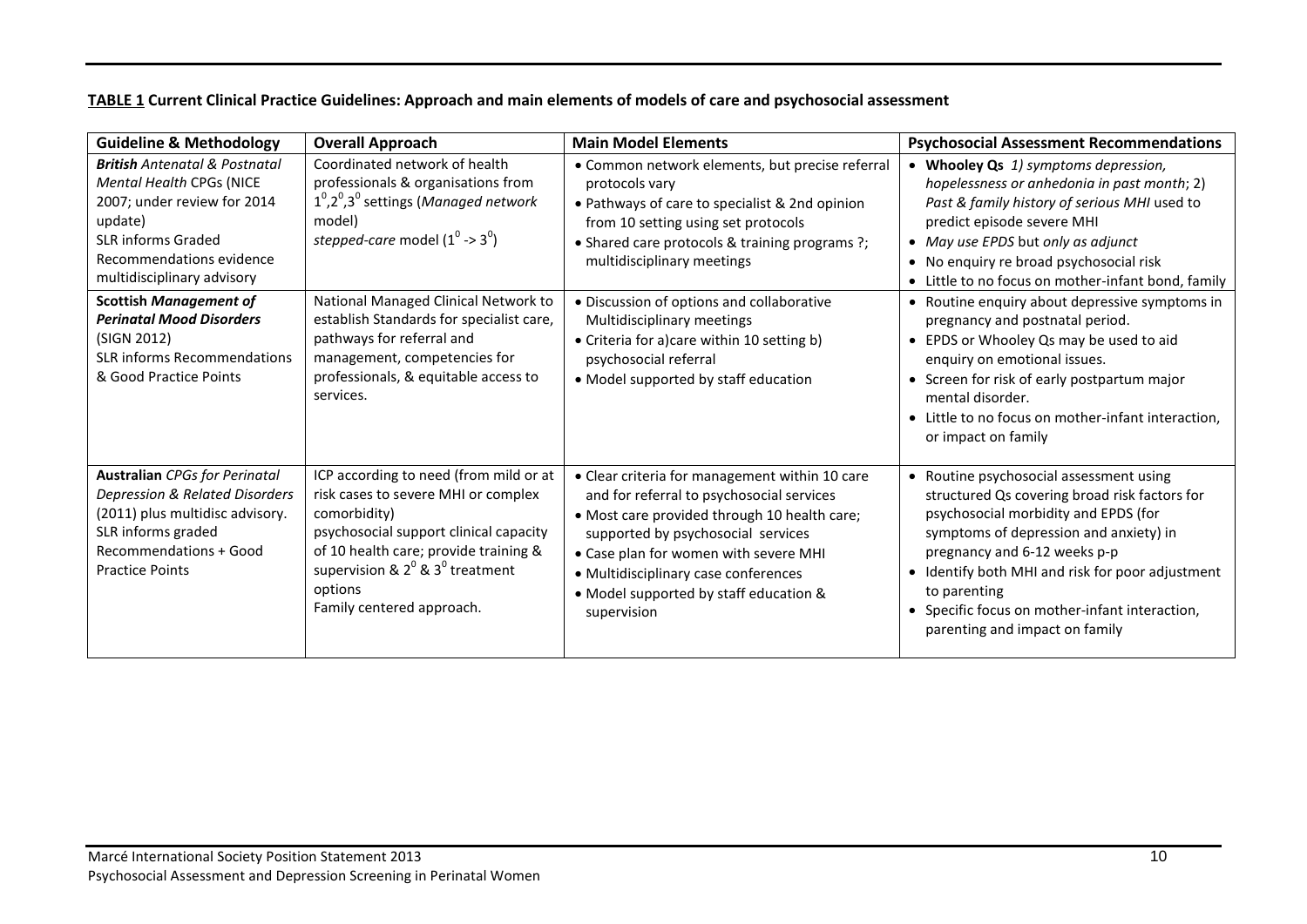**TABLE 1 Current Clinical Practice Guidelines: Approach and main elements of models of care and psychosocial assessment**

| Guideline & Methodology | Overall Approach | Main Model Elements | Psychosocial Assessment Recommendations |
|---|---|---|---|
| ***British** Antenatal & Postnatal Mental Health* CPGs (NICE 2007; under review for 2014 update) SLR informs Graded Recommendations evidence multidisciplinary advisory | Coordinated network of health professionals & organisations from $1^0, 2^0, 3^0$ settings (*Managed network* model) *stepped-care* model ($1^0 \text{->} 3^0$) | • Common network elements, but precise referral protocols vary • Pathways of care to specialist & 2nd opinion from 10 setting using set protocols • Shared care protocols & training programs ?; multidisciplinary meetings | • **Whooley Qs** *1) symptoms depression, hopelessness or anhedonia in past month*; 2) *Past & family history of serious MHI* used to predict episode severe MHI • *May use EPDS* but *only as adjunct* • No enquiry re broad psychosocial risk • Little to no focus on mother-infant bond, family |
| **Scottish *Management of Perinatal Mood Disorders*** (SIGN 2012) SLR informs Recommendations & Good Practice Points | National Managed Clinical Network to establish Standards for specialist care, pathways for referral and management, competencies for professionals, & equitable access to services. | • Discussion of options and collaborative Multidisciplinary meetings • Criteria for a)care within 10 setting b) psychosocial referral • Model supported by staff education | • Routine enquiry about depressive symptoms in pregnancy and postnatal period. • EPDS or Whooley Qs may be used to aid enquiry on emotional issues. • Screen for risk of early postpartum major mental disorder. • Little to no focus on mother-infant interaction, or impact on family |
| **Australian** *CPGs for Perinatal Depression & Related Disorders* (2011) plus multidisc advisory. SLR informs graded Recommendations + Good Practice Points | ICP according to need (from mild or at risk cases to severe MHI or complex comorbidity) psychosocial support clinical capacity of 10 health care; provide training & supervision & $2^0$ & $3^0$ treatment options Family centered approach. | • Clear criteria for management within 10 care and for referral to psychosocial services • Most care provided through 10 health care; supported by psychosocial services • Case plan for women with severe MHI • Multidisciplinary case conferences • Model supported by staff education & supervision | • Routine psychosocial assessment using structured Qs covering broad risk factors for psychosocial morbidity and EPDS (for symptoms of depression and anxiety) in pregnancy and 6-12 weeks p-p • Identify both MHI and risk for poor adjustment to parenting • Specific focus on mother-infant interaction, parenting and impact on family |